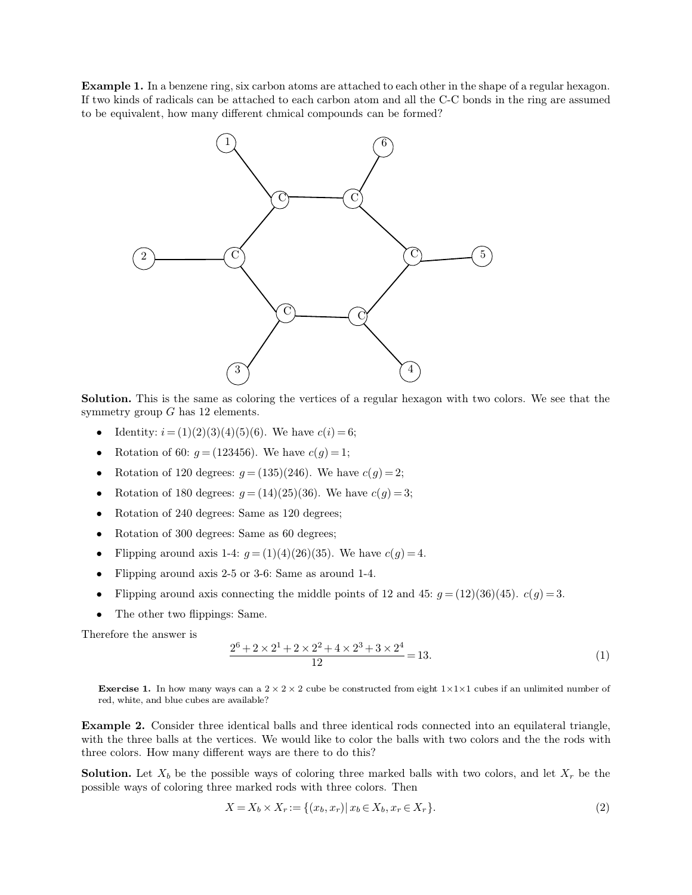**Example 1.** In a benzene ring, six carbon atoms are attached to each other in the shape of a regular hexagon. If two kinds of radicals can be attached to each carbon atom and all the C-C bonds in the ring are assumed to be equivalent, how many different chmical compounds can be formed?

**Solution.** This is the same as coloring the vertices of a regular hexagon with two colors. We see that the symmetry group $G$ has 12 elements.

- Identity: $i = (1)(2)(3)(4)(5)(6)$. We have $c(i) = 6$;
- Rotation of 60: $g = (123456)$. We have $c(g) = 1$;
- Rotation of 120 degrees: $g = (135)(246)$. We have $c(g) = 2$;
- Rotation of 180 degrees: $g = (14)(25)(36)$. We have $c(g) = 3$;
- Rotation of 240 degrees: Same as 120 degrees;
- Rotation of 300 degrees: Same as 60 degrees;
- Flipping around axis 1-4: $g = (1)(4)(26)(35)$. We have $c(g) = 4$.
- Flipping around axis 2-5 or 3-6: Same as around 1-4.
- Flipping around axis connecting the middle points of 12 and 45: $g = (12)(36)(45)$. $c(g) = 3$.
- The other two flippings: Same.

Therefore the answer is

$$\frac{2^6 + 2 \times 2^1 + 2 \times 2^2 + 4 \times 2^3 + 3 \times 2^4}{12} = 13. \tag{1}$$

**Exercise 1.** In how many ways can a $2 \times 2 \times 2$ cube be constructed from eight $1 \times 1 \times 1$ cubes if an unlimited number of red, white, and blue cubes are available?

**Example 2.** Consider three identical balls and three identical rods connected into an equilateral triangle, with the three balls at the vertices. We would like to color the balls with two colors and the the rods with three colors. How many different ways are there to do this?

**Solution.** Let $X_b$ be the possible ways of coloring three marked balls with two colors, and let $X_r$ be the possible ways of coloring three marked rods with three colors. Then

$$X = X_b \times X_r := \{(x_b, x_r) | \, x_b \in X_b, x_r \in X_r\}. \tag{2}$$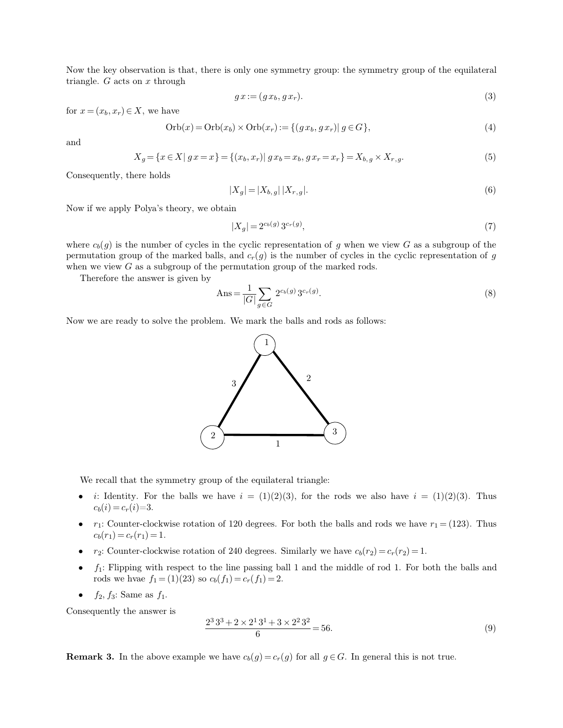Now the key observation is that, there is only one symmetry group: the symmetry group of the equilateral triangle. $G$ acts on $x$ through

$$g\,x := (g\,x_b, g\,x_r). \tag{3}$$

for $x = (x_b, x_r) \in X$, we have

$$\mathrm{Orb}(x) = \mathrm{Orb}(x_b) \times \mathrm{Orb}(x_r) := \{(g\,x_b, g\,x_r) |\, g \in G\}, \tag{4}$$

and

$$X_g = \{x \in X |\, g\,x = x\} = \{(x_b, x_r) |\, g\,x_b = x_b,\, g\,x_r = x_r\} = X_{b,\,g} \times X_{r,\,g}. \tag{5}$$

Consequently, there holds

$$|X_g| = |X_{b,\,g}|\,|X_{r,\,g}|. \tag{6}$$

Now if we apply Polya's theory, we obtain

$$|X_g| = 2^{c_b(g)}\,3^{c_r(g)}, \tag{7}$$

where $c_b(g)$ is the number of cycles in the cyclic representation of $g$ when we view $G$ as a subgroup of the permutation group of the marked balls, and $c_r(g)$ is the number of cycles in the cyclic representation of $g$ when we view $G$ as a subgroup of the permutation group of the marked rods.

Therefore the answer is given by

$$\mathrm{Ans} = \frac{1}{|G|} \sum_{g \in G} 2^{c_b(g)}\,3^{c_r(g)}. \tag{8}$$

Now we are ready to solve the problem. We mark the balls and rods as follows:

We recall that the symmetry group of the equilateral triangle:

- $i$: Identity. For the balls we have $i = (1)(2)(3)$, for the rods we also have $i = (1)(2)(3)$. Thus $c_b(i) = c_r(i) = 3$.
- $r_1$: Counter-clockwise rotation of 120 degrees. For both the balls and rods we have $r_1 = (123)$. Thus $c_b(r_1) = c_r(r_1) = 1$.
- $r_2$: Counter-clockwise rotation of 240 degrees. Similarly we have $c_b(r_2) = c_r(r_2) = 1$.
- $f_1$: Flipping with respect to the line passing ball 1 and the middle of rod 1. For both the balls and rods we hvae $f_1 = (1)(23)$ so $c_b(f_1) = c_r(f_1) = 2$.
- $f_2, f_3$: Same as $f_1$.

Consequently the answer is

$$\frac{2^3\,3^3 + 2 \times 2^1\,3^1 + 3 \times 2^2\,3^2}{6} = 56. \tag{9}$$

**Remark 3.** In the above example we have $c_b(g) = c_r(g)$ for all $g \in G$. In general this is not true.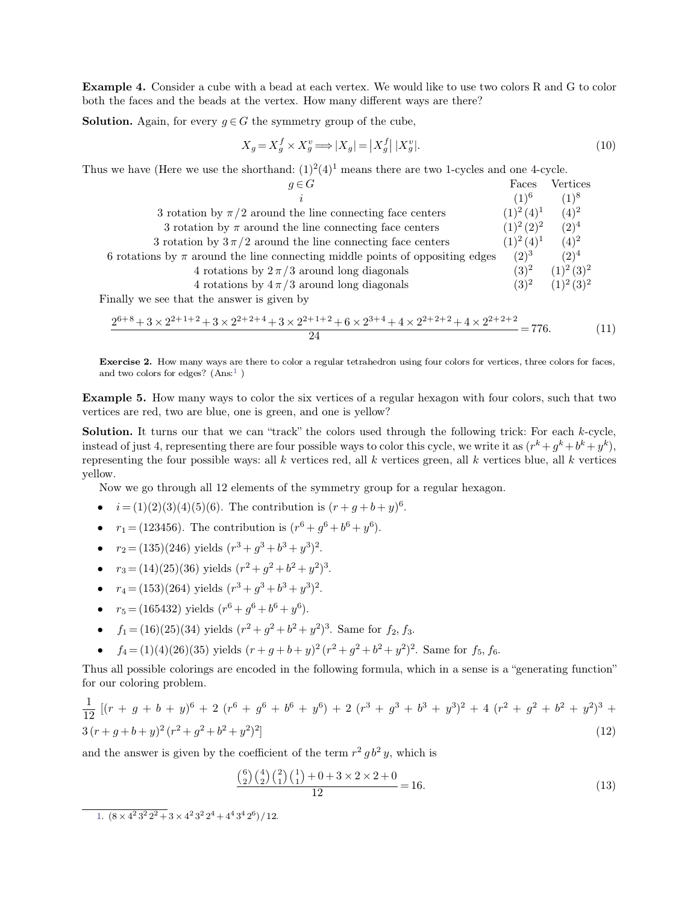**Example 4.** Consider a cube with a bead at each vertex. We would like to use two colors R and G to color both the faces and the beads at the vertex. How many different ways are there?

**Solution.** Again, for every $g \in G$ the symmetry group of the cube,

$$X_g = X_g^f \times X_g^v \Longrightarrow |X_g| = \left|X_g^f\right| \, |X_g^v|. \tag{10}$$

Thus we have (Here we use the shorthand: $(1)^2(4)^1$ means there are two 1-cycles and one 4-cycle.

| $g \in G$ | Faces | Vertices |
|---|---|---|
| $i$ | $(1)^6$ | $(1)^8$ |
| 3 rotation by $\pi/2$ around the line connecting face centers | $(1)^2(4)^1$ | $(4)^2$ |
| 3 rotation by $\pi$ around the line connecting face centers | $(1)^2(2)^2$ | $(2)^4$ |
| 3 rotation by $3\pi/2$ around the line connecting face centers | $(1)^2(4)^1$ | $(4)^2$ |
| 6 rotations by $\pi$ around the line connecting middle points of oppositing edges | $(2)^3$ | $(2)^4$ |
| 4 rotations by $2\pi/3$ around long diagonals | $(3)^2$ | $(1)^2(3)^2$ |
| 4 rotations by $4\pi/3$ around long diagonals | $(3)^2$ | $(1)^2(3)^2$ |

Finally we see that the answer is given by

$$\frac{2^{6+8} + 3 \times 2^{2+1+2} + 3 \times 2^{2+2+4} + 3 \times 2^{2+1+2} + 6 \times 2^{3+4} + 4 \times 2^{2+2+2} + 4 \times 2^{2+2+2}}{24} = 776. \tag{11}$$

**Exercise 2.** How many ways are there to color a regular tetrahedron using four colors for vertices, three colors for faces, and two colors for edges? (Ans:[1] )

**Example 5.** How many ways to color the six vertices of a regular hexagon with four colors, such that two vertices are red, two are blue, one is green, and one is yellow?

**Solution.** It turns our that we can "track" the colors used through the following trick: For each $k$-cycle, instead of just 4, representing there are four possible ways to color this cycle, we write it as $(r^k + g^k + b^k + y^k)$, representing the four possible ways: all $k$ vertices red, all $k$ vertices green, all $k$ vertices blue, all $k$ vertices yellow.

Now we go through all 12 elements of the symmetry group for a regular hexagon.

- $i = (1)(2)(3)(4)(5)(6)$. The contribution is $(r + g + b + y)^6$.
- $r_1 = (123456)$. The contribution is $(r^6 + g^6 + b^6 + y^6)$.
- $r_2 = (135)(246)$ yields $(r^3 + g^3 + b^3 + y^3)^2$.
- $r_3 = (14)(25)(36)$ yields $(r^2 + g^2 + b^2 + y^2)^3$.
- $r_4 = (153)(264)$ yields $(r^3 + g^3 + b^3 + y^3)^2$.
- $r_5 = (165432)$ yields $(r^6 + g^6 + b^6 + y^6)$.
- $f_1 = (16)(25)(34)$ yields $(r^2 + g^2 + b^2 + y^2)^3$. Same for $f_2$, $f_3$.
- $f_4 = (1)(4)(26)(35)$ yields $(r + g + b + y)^2 (r^2 + g^2 + b^2 + y^2)^2$. Same for $f_5$, $f_6$.

Thus all possible colorings are encoded in the following formula, which in a sense is a "generating function" for our coloring problem.

$$\frac{1}{12} \left[(r + g + b + y)^6 + 2\,(r^6 + g^6 + b^6 + y^6) + 2\,(r^3 + g^3 + b^3 + y^3)^2 + 4\,(r^2 + g^2 + b^2 + y^2)^3 + 3\,(r + g + b + y)^2 (r^2 + g^2 + b^2 + y^2)^2\right] \tag{12}$$

and the answer is given by the coefficient of the term $r^2 g b^2 y$, which is

$$\frac{\binom{6}{2}\binom{4}{2}\binom{2}{1}\binom{1}{1} + 0 + 3 \times 2 \times 2 + 0}{12} = 16. \tag{13}$$

---

1. $(8 \times 4^2\, 3^2\, 2^2 + 3 \times 4^2\, 3^2\, 2^4 + 4^4\, 3^4\, 2^6)/12$.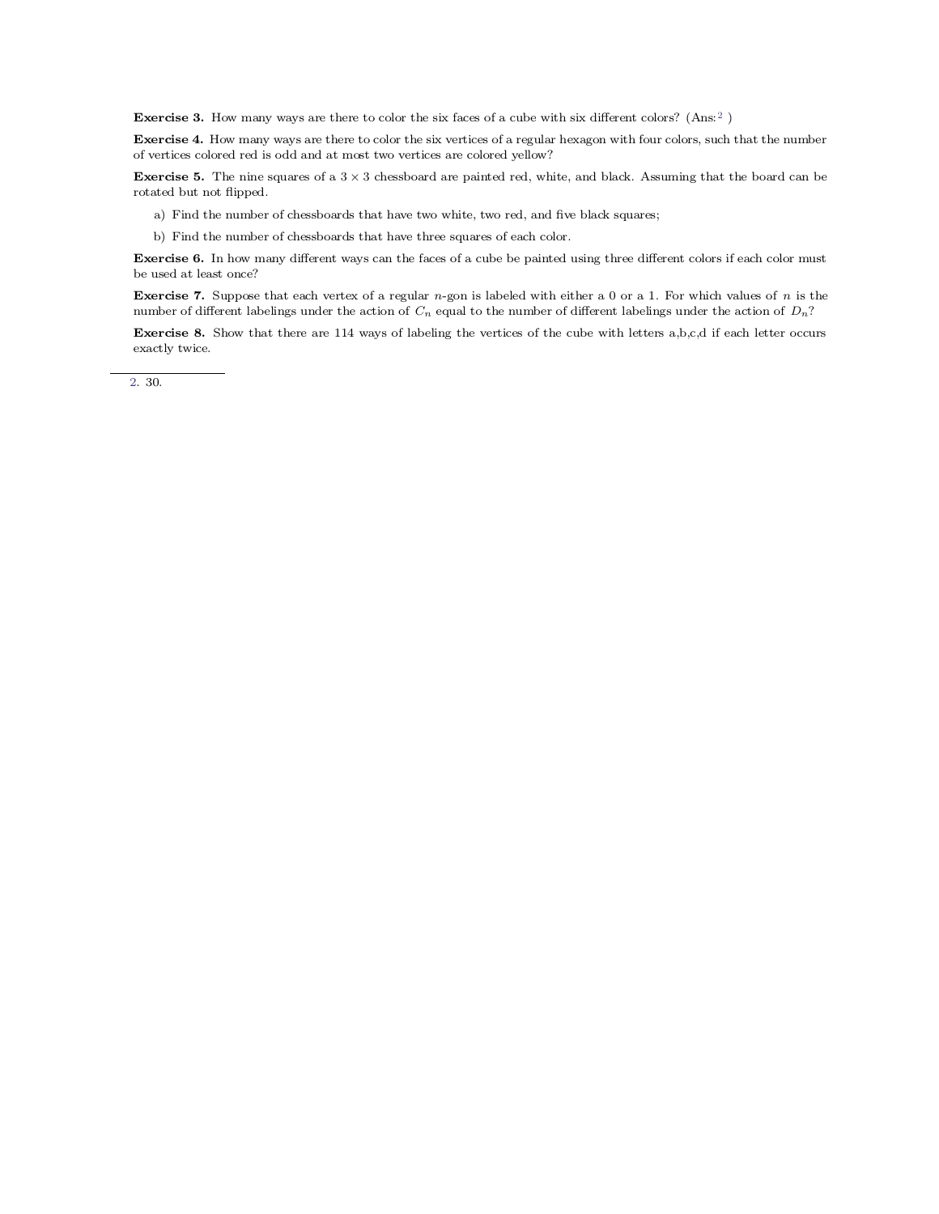**Exercise 3.** How many ways are there to color the six faces of a cube with six different colors? (Ans:[2] )

**Exercise 4.** How many ways are there to color the six vertices of a regular hexagon with four colors, such that the number of vertices colored red is odd and at most two vertices are colored yellow?

**Exercise 5.** The nine squares of a $3 \times 3$ chessboard are painted red, white, and black. Assuming that the board can be rotated but not flipped.

a) Find the number of chessboards that have two white, two red, and five black squares;

b) Find the number of chessboards that have three squares of each color.

**Exercise 6.** In how many different ways can the faces of a cube be painted using three different colors if each color must be used at least once?

**Exercise 7.** Suppose that each vertex of a regular $n$-gon is labeled with either a 0 or a 1. For which values of $n$ is the number of different labelings under the action of $C_n$ equal to the number of different labelings under the action of $D_n$?

**Exercise 8.** Show that there are 114 ways of labeling the vertices of the cube with letters a,b,c,d if each letter occurs exactly twice.

---

2. 30.